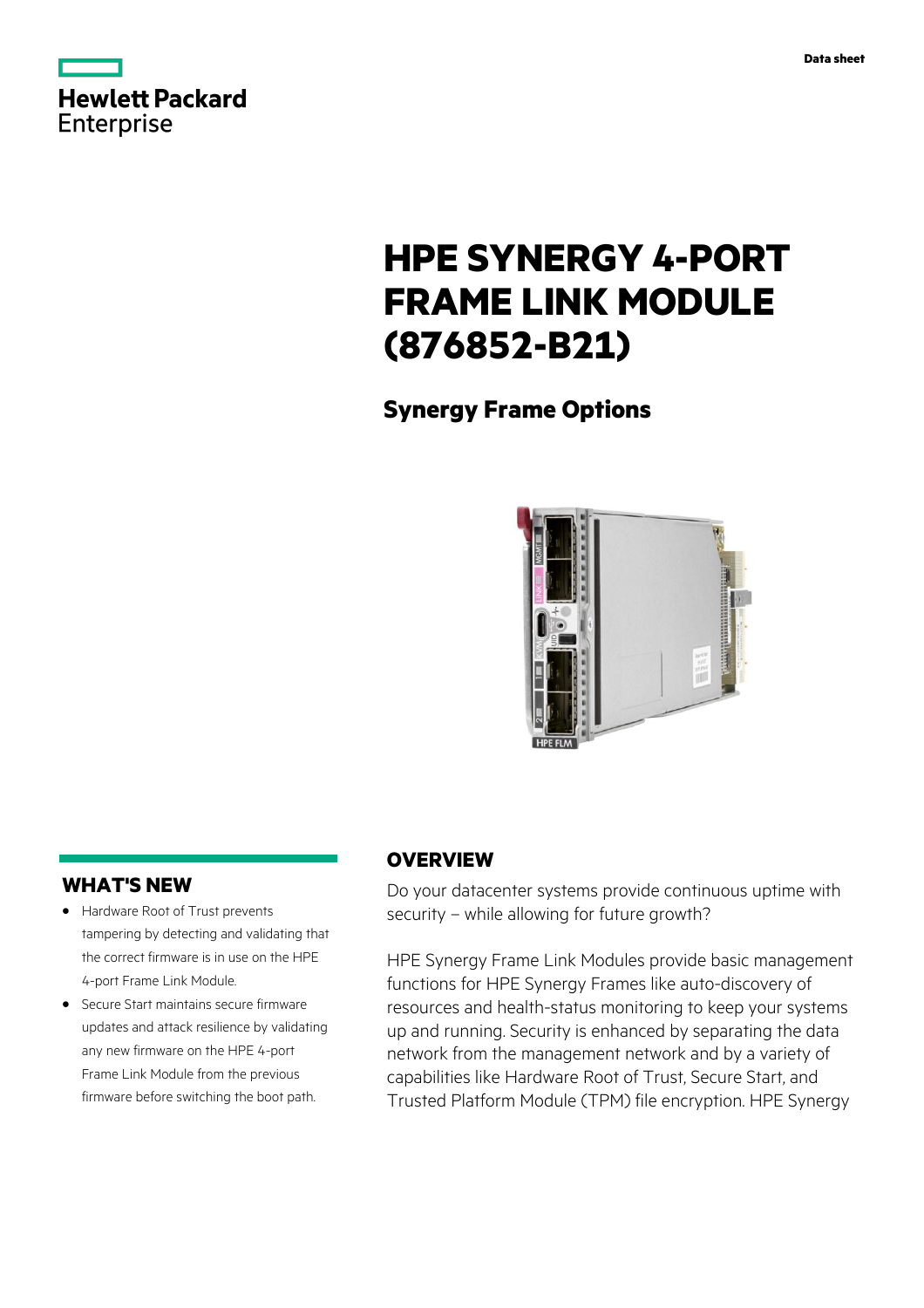Hewlett Packard Enterprise

Data sheet

# HPE SYNERGY 4-PORT FRAME LINK MODULE (876852-B21)

## Synergy Frame Options

## OVERVIEW

Do your datacenter systems provide continuous uptime with security – while allowing for future growth?

HPE Synergy Frame Link Modules provide basic management functions for HPE Synergy Frames like auto-discovery of resources and health-status monitoring to keep your systems up and running. Security is enhanced by separating the data network from the management network and by a variety of capabilities like Hardware Root of Trust, Secure Start, and Trusted Platform Module (TPM) file encryption. HPE Synergy

## WHAT'S NEW

- Hardware Root of Trust prevents tampering by detecting and validating that the correct firmware is in use on the HPE 4-port Frame Link Module.
- Secure Start maintains secure firmware updates and attack resilience by validating any new firmware on the HPE 4-port Frame Link Module from the previous firmware before switching the boot path.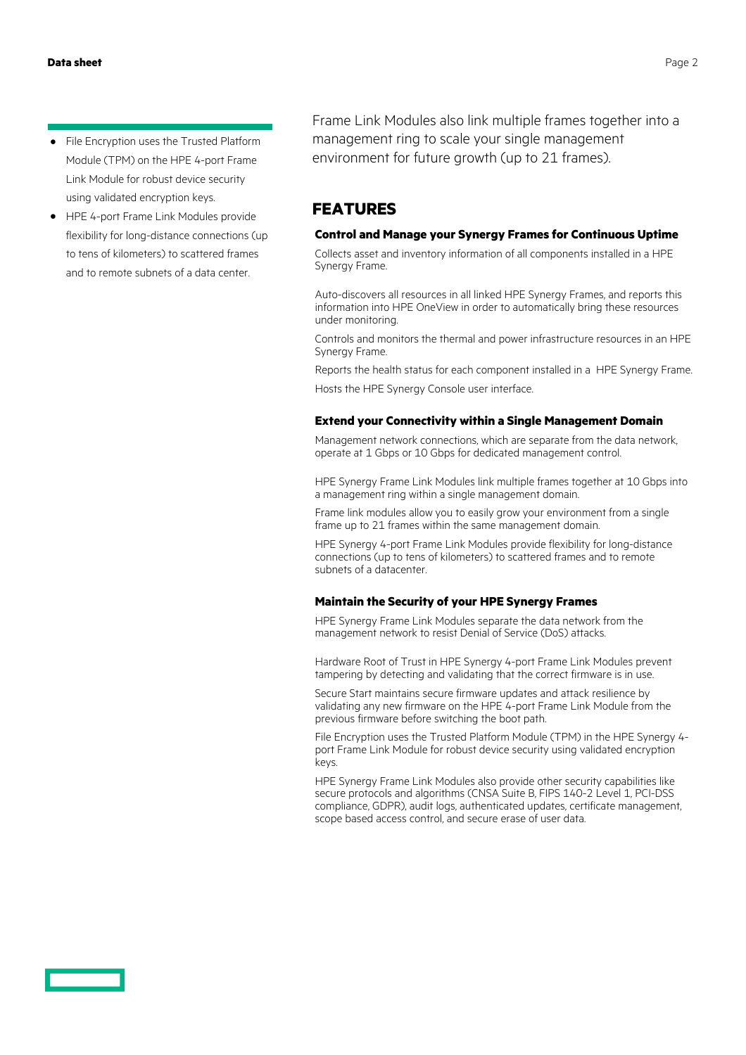- File Encryption uses the Trusted Platform Module (TPM) on the HPE 4-port Frame Link Module for robust device security using validated encryption keys.
- HPE 4-port Frame Link Modules provide flexibility for long-distance connections (up to tens of kilometers) to scattered frames and to remote subnets of a data center.

Frame Link Modules also link multiple frames together into a management ring to scale your single management environment for future growth (up to 21 frames).

## FEATURES

### Control and Manage your Synergy Frames for Continuous Uptime

Collects asset and inventory information of all components installed in a HPE Synergy Frame.

Auto-discovers all resources in all linked HPE Synergy Frames, and reports this information into HPE OneView in order to automatically bring these resources under monitoring.

Controls and monitors the thermal and power infrastructure resources in an HPE Synergy Frame.

Reports the health status for each component installed in a HPE Synergy Frame.

Hosts the HPE Synergy Console user interface.

### Extend your Connectivity within a Single Management Domain

Management network connections, which are separate from the data network, operate at 1 Gbps or 10 Gbps for dedicated management control.

HPE Synergy Frame Link Modules link multiple frames together at 10 Gbps into a management ring within a single management domain.

Frame link modules allow you to easily grow your environment from a single frame up to 21 frames within the same management domain.

HPE Synergy 4-port Frame Link Modules provide flexibility for long-distance connections (up to tens of kilometers) to scattered frames and to remote subnets of a datacenter.

### Maintain the Security of your HPE Synergy Frames

HPE Synergy Frame Link Modules separate the data network from the management network to resist Denial of Service (DoS) attacks.

Hardware Root of Trust in HPE Synergy 4-port Frame Link Modules prevent tampering by detecting and validating that the correct firmware is in use.

Secure Start maintains secure firmware updates and attack resilience by validating any new firmware on the HPE 4-port Frame Link Module from the previous firmware before switching the boot path.

File Encryption uses the Trusted Platform Module (TPM) in the HPE Synergy 4-port Frame Link Module for robust device security using validated encryption keys.

HPE Synergy Frame Link Modules also provide other security capabilities like secure protocols and algorithms (CNSA Suite B, FIPS 140-2 Level 1, PCI-DSS compliance, GDPR), audit logs, authenticated updates, certificate management, scope based access control, and secure erase of user data.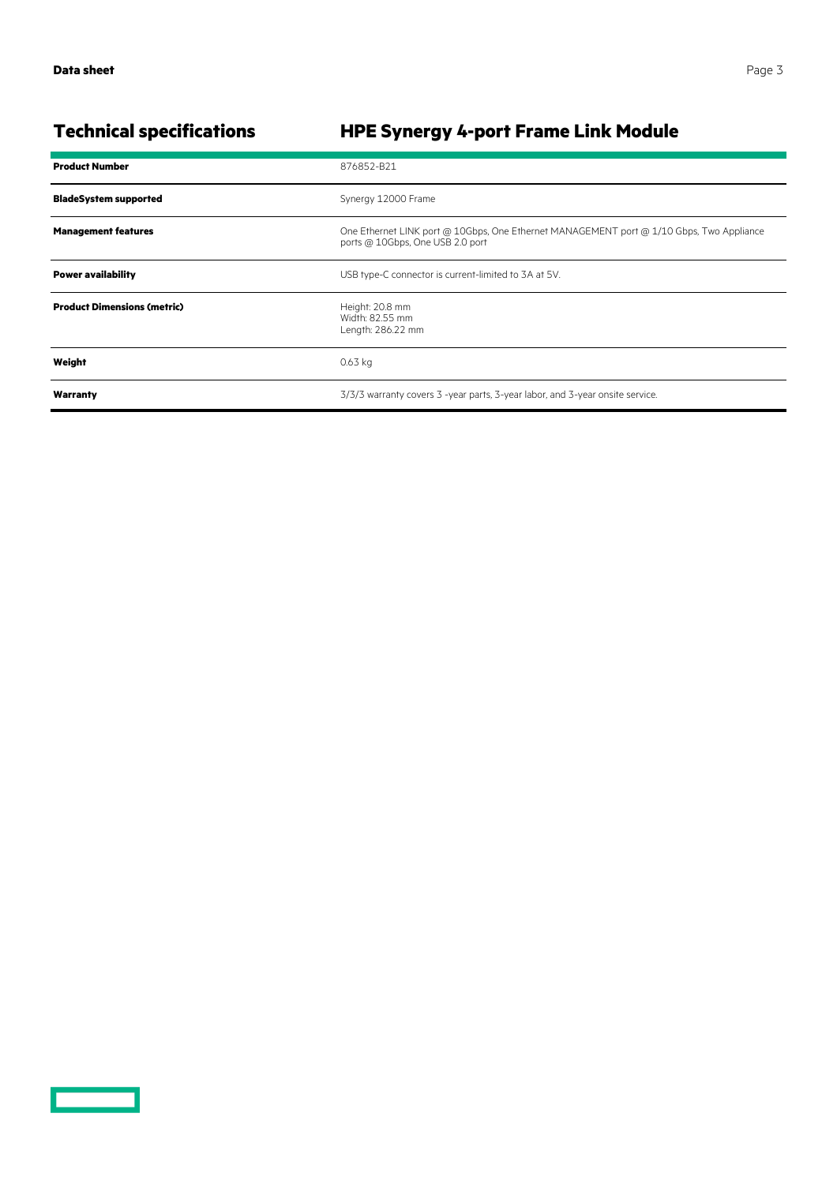## Technical specifications

## HPE Synergy 4-port Frame Link Module

| | |
|---|---|
| **Product Number** | 876852-B21 |
| **BladeSystem supported** | Synergy 12000 Frame |
| **Management features** | One Ethernet LINK port @ 10Gbps, One Ethernet MANAGEMENT port @ 1/10 Gbps, Two Appliance ports @ 10Gbps, One USB 2.0 port |
| **Power availability** | USB type-C connector is current-limited to 3A at 5V. |
| **Product Dimensions (metric)** | Height: 20.8 mm<br>Width: 82.55 mm<br>Length: 286.22 mm |
| **Weight** | 0.63 kg |
| **Warranty** | 3/3/3 warranty covers 3 -year parts, 3-year labor, and 3-year onsite service. |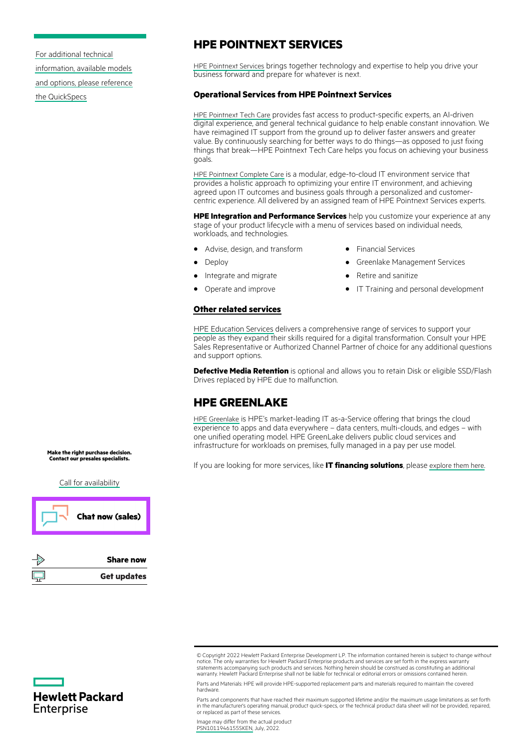For additional technical information, available models and options, please reference the QuickSpecs

# HPE POINTNEXT SERVICES

HPE Pointnext Services brings together technology and expertise to help you drive your business forward and prepare for whatever is next.

### Operational Services from HPE Pointnext Services

HPE Pointnext Tech Care provides fast access to product-specific experts, an AI-driven digital experience, and general technical guidance to help enable constant innovation. We have reimagined IT support from the ground up to deliver faster answers and greater value. By continuously searching for better ways to do things—as opposed to just fixing things that break—HPE Pointnext Tech Care helps you focus on achieving your business goals.

HPE Pointnext Complete Care is a modular, edge-to-cloud IT environment service that provides a holistic approach to optimizing your entire IT environment, and achieving agreed upon IT outcomes and business goals through a personalized and customer-centric experience. All delivered by an assigned team of HPE Pointnext Services experts.

**HPE Integration and Performance Services** help you customize your experience at any stage of your product lifecycle with a menu of services based on individual needs, workloads, and technologies.

- Advise, design, and transform
- Deploy
- Integrate and migrate
- Operate and improve
- Financial Services
- Greenlake Management Services
- Retire and sanitize
- IT Training and personal development

### Other related services

HPE Education Services delivers a comprehensive range of services to support your people as they expand their skills required for a digital transformation. Consult your HPE Sales Representative or Authorized Channel Partner of choice for any additional questions and support options.

**Defective Media Retention** is optional and allows you to retain Disk or eligible SSD/Flash Drives replaced by HPE due to malfunction.

# HPE GREENLAKE

HPE Greenlake is HPE's market-leading IT as-a-Service offering that brings the cloud experience to apps and data everywhere – data centers, multi-clouds, and edges – with one unified operating model. HPE GreenLake delivers public cloud services and infrastructure for workloads on premises, fully managed in a pay per use model.

If you are looking for more services, like **IT financing solutions**, please explore them here.

**Make the right purchase decision. Contact our presales specialists.**

Call for availability

Chat now (sales)

Share now

Get updates

© Copyright 2022 Hewlett Packard Enterprise Development LP. The information contained herein is subject to change without notice. The only warranties for Hewlett Packard Enterprise products and services are set forth in the express warranty statements accompanying such products and services. Nothing herein should be construed as constituting an additional warranty. Hewlett Packard Enterprise shall not be liable for technical or editorial errors or omissions contained herein.

Parts and Materials: HPE will provide HPE-supported replacement parts and materials required to maintain the covered hardware.

Parts and components that have reached their maximum supported lifetime and/or the maximum usage limitations as set forth in the manufacturer's operating manual, product quick-specs, or the technical product data sheet will not be provided, repaired, or replaced as part of these services.

Image may differ from the actual product

PSN1011946155SKEN, July, 2022.

Hewlett Packard Enterprise